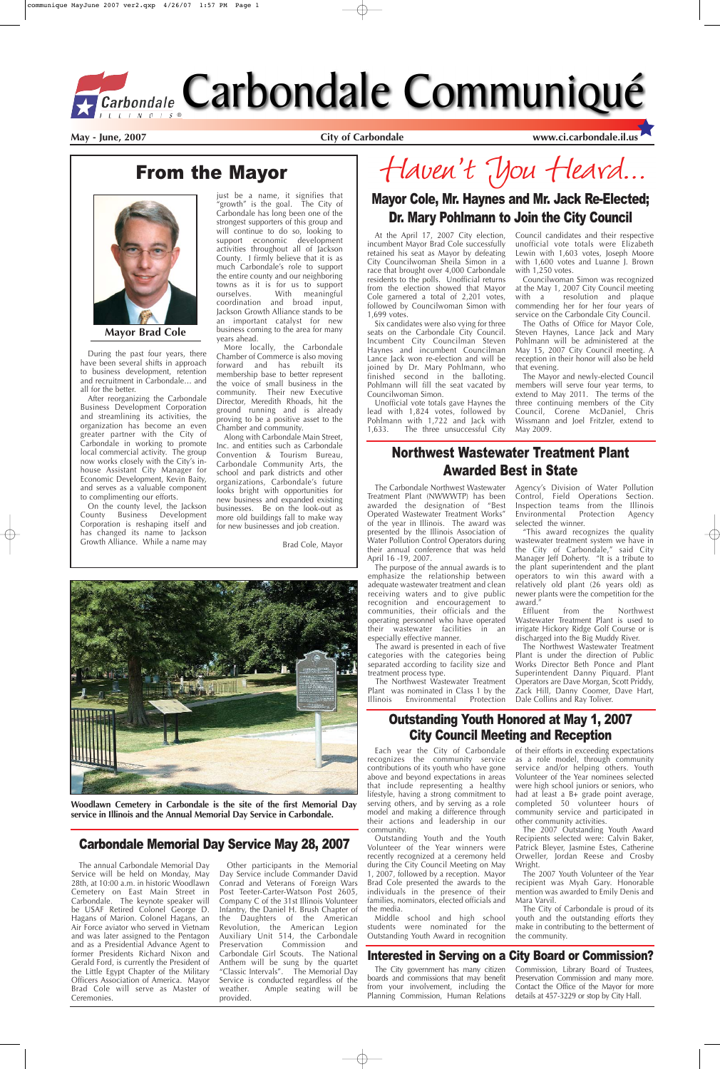# Carbondale Communiqué

**May - June, 2007** | **City of Carbondale** | **www.ci.carbondale.il.us**

## From the Mayor

**Mayor Brad Cole**

During the past four years, there have been several shifts in approach to business development, retention and recruitment in Carbondale... and all for the better.

After reorganizing the Carbondale Business Development Corporation and streamlining its activities, the organization has become an even greater partner with the City of Carbondale in working to promote local commercial activity. The group now works closely with the City's in-house Assistant City Manager for Economic Development, Kevin Baity, and serves as a valuable component to complimenting our efforts.

On the county level, the Jackson County Business Development Corporation is reshaping itself and has changed its name to Jackson Growth Alliance. While a name may just be a name, it signifies that "growth" is the goal. The City of Carbondale has long been one of the strongest supporters of this group and will continue to do so, looking to support economic development activities throughout all of Jackson County. I firmly believe that it is as much Carbondale's role to support the entire county and our neighboring towns as it is for us to support ourselves. With meaningful coordination and broad input, Jackson Growth Alliance stands to be an important catalyst for new business coming to the area for many years ahead.

More locally, the Carbondale Chamber of Commerce is also moving forward and has rebuilt its membership base to better represent the voice of small business in the community. Their new Executive Director, Meredith Rhoads, hit the ground running and is already proving to be a positive asset to the Chamber and community.

Along with Carbondale Main Street, Inc. and entities such as Carbondale Convention & Tourism Bureau, Carbondale Community Arts, the school and park districts and other organizations, Carbondale's future looks bright with opportunities for new business and expanded existing businesses. Be on the look-out as more old buildings fall to make way for new businesses and job creation.

Brad Cole, Mayor

**Woodlawn Cemetery in Carbondale is the site of the first Memorial Day service in Illinois and the Annual Memorial Day Service in Carbondale.**

## Carbondale Memorial Day Service May 28, 2007

The annual Carbondale Memorial Day Service will be held on Monday, May 28th, at 10:00 a.m. in historic Woodlawn Cemetery on East Main Street in Carbondale. The keynote speaker will be USAF Retired Colonel George D. Hagans of Marion. Colonel Hagans, an Air Force aviator who served in Vietnam and was later assigned to the Pentagon and as a Presidential Advance Agent to former Presidents Richard Nixon and Gerald Ford, is currently the President of the Little Egypt Chapter of the Military Officers Association of America. Mayor Brad Cole will serve as Master of Ceremonies.

Other participants in the Memorial Day Service include Commander David Conrad and Veterans of Foreign Wars Post Teeter-Carter-Watson Post 2605, Company C of the 31st Illinois Volunteer Infantry, the Daniel H. Brush Chapter of the Daughters of the American Revolution, the American Legion Auxiliary Unit 514, the Carbondale Preservation Commission and Carbondale Girl Scouts. The National Anthem will be sung by the quartet "Classic Intervals". The Memorial Day Service is conducted regardless of the weather. Ample seating will be provided.

*Haven't You Heard...*

## Mayor Cole, Mr. Haynes and Mr. Jack Re-Elected; Dr. Mary Pohlmann to Join the City Council

At the April 17, 2007 City election, incumbent Mayor Brad Cole successfully retained his seat as Mayor by defeating City Councilwoman Sheila Simon in a race that brought over 4,000 Carbondale residents to the polls. Unofficial returns from the election showed that Mayor Cole garnered a total of 2,201 votes, followed by Councilwoman Simon with 1,699 votes.

Six candidates were also vying for three seats on the Carbondale City Council. Incumbent City Councilman Steven Haynes and incumbent Councilman Lance Jack won re-election and will be joined by Dr. Mary Pohlmann, who finished second in the balloting. Pohlmann will fill the seat vacated by Councilwoman Simon.

Unofficial vote totals gave Haynes the lead with 1,824 votes, followed by Pohlmann with 1,722 and Jack with 1,633. The three unsuccessful City Council candidates and their respective unofficial vote totals were Elizabeth Lewin with 1,603 votes, Joseph Moore with 1,600 votes and Luanne J. Brown with 1,250 votes.

Councilwoman Simon was recognized at the May 1, 2007 City Council meeting with a resolution and plaque commending her for her four years of service on the Carbondale City Council.

The Oaths of Office for Mayor Cole, Steven Haynes, Lance Jack and Mary Pohlmann will be administered at the May 15, 2007 City Council meeting. A reception in their honor will also be held that evening.

The Mayor and newly-elected Council members will serve four year terms, to extend to May 2011. The terms of the three continuing members of the City Council, Corene McDaniel, Chris Wissmann and Joel Fritzler, extend to May 2009.

## Northwest Wastewater Treatment Plant Awarded Best in State

The Carbondale Northwest Wastewater Treatment Plant (NWWWTP) has been awarded the designation of "Best Operated Wastewater Treatment Works" of the year in Illinois. The award was presented by the Illinois Association of Water Pollution Control Operators during their annual conference that was held April 16 -19, 2007.

The purpose of the annual awards is to emphasize the relationship between adequate wastewater treatment and clean receiving waters and to give public recognition and encouragement to communities, their officials and the operating personnel who have operated their wastewater facilities in an especially effective manner.

The award is presented in each of five categories with the categories being separated according to facility size and treatment process type.

The Northwest Wastewater Treatment Plant was nominated in Class 1 by the Illinois Environmental Protection Agency's Division of Water Pollution Control, Field Operations Section. Inspection teams from the Illinois Environmental Protection Agency selected the winner.

"This award recognizes the quality wastewater treatment system we have in the City of Carbondale," said City Manager Jeff Doherty. "It is a tribute to the plant superintendent and the plant operators to win this award with a relatively old plant (26 years old) as newer plants were the competition for the award."

Effluent from the Northwest Wastewater Treatment Plant is used to irrigate Hickory Ridge Golf Course or is discharged into the Big Muddy River.

The Northwest Wastewater Treatment Plant is under the direction of Public Works Director Beth Ponce and Plant Superintendent Danny Piquard. Plant Operators are Dave Morgan, Scott Priddy, Zack Hill, Danny Coomer, Dave Hart, Dale Collins and Ray Tolliver.

## Outstanding Youth Honored at May 1, 2007 City Council Meeting and Reception

Each year the City of Carbondale recognizes the community service contributions of its youth who have gone above and beyond expectations in areas that include representing a healthy lifestyle, having a strong commitment to serving others, and by serving as a role model and making a difference through their actions and leadership in our community.

Outstanding Youth and the Youth Volunteer of the Year winners were recently recognized at a ceremony held during the City Council Meeting on May 1, 2007, followed by a reception. Mayor Brad Cole presented the awards to the individuals in the presence of their families, nominators, elected officials and the media.

Middle school and high school students were nominated for the Outstanding Youth Award in recognition of their efforts in exceeding expectations as a role model, through community service and/or helping others. Youth Volunteer of the Year nominees selected were high school juniors or seniors, who had at least a B+ grade point average, completed 50 volunteer hours of community service and participated in other community activities.

The 2007 Outstanding Youth Award Recipients selected were: Calvin Baker, Patrick Bleyer, Jasmine Estes, Catherine Orweller, Jordan Reese and Crosby Wright.

The 2007 Youth Volunteer of the Year recipient was Myah Gary. Honorable mention was awarded to Emily Denis and Mara Varvil.

The City of Carbondale is proud of its youth and the outstanding efforts they make in contributing to the betterment of the community.

## Interested in Serving on a City Board or Commission?

The City government has many citizen boards and commissions that may benefit from your involvement, including the Planning Commission, Human Relations Commission, Library Board of Trustees, Preservation Commission and many more. Contact the Office of the Mayor for more details at 457-3229 or stop by City Hall.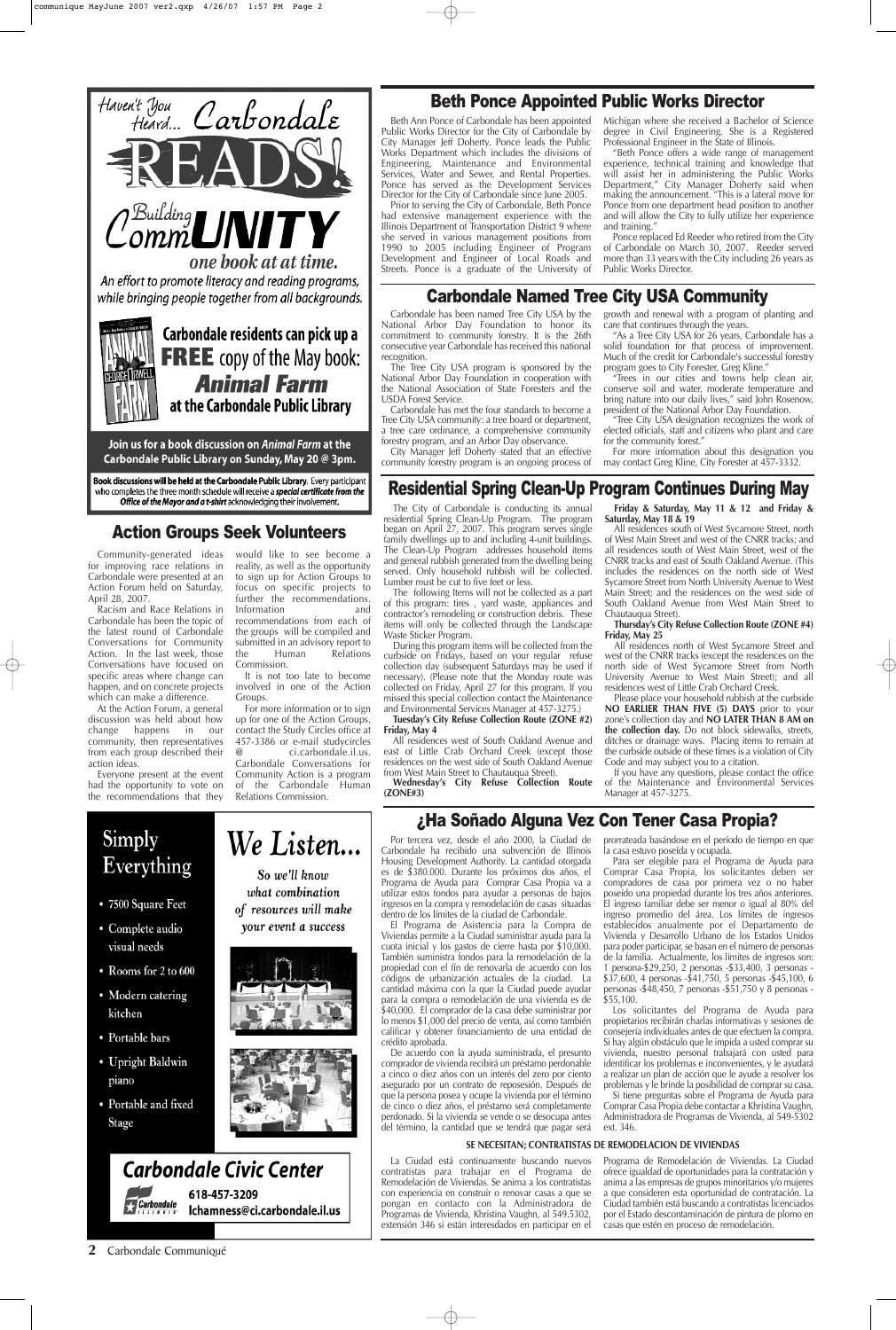# Haven't You Heard... Carbondale READS!

## Building CommUNITY one book at at time.

*An effort to promote literacy and reading programs, while bringing people together from all backgrounds.*

**Carbondale residents can pick up a FREE copy of the May book: *Animal Farm* at the Carbondale Public Library**

**Join us for a book discussion on *Animal Farm* at the Carbondale Public Library on Sunday, May 20 @ 3pm.**

**Book discussions will be held at the Carbondale Public Library.** Every participant who completes the three month schedule will receive a ***special certificate from the Office of the Mayor and a t-shirt*** acknowledging their involvement.

## Action Groups Seek Volunteers

Community-generated ideas for improving race relations in Carbondale were presented at an Action Forum held on Saturday, April 28, 2007.

Racism and Race Relations in Carbondale has been the topic of the latest round of Carbondale Conversations for Community Action. In the last week, those Conversations have focused on specific areas where change can happen, and on concrete projects which can make a difference.

At the Action Forum, a general discussion was held about how change happens in our community, then representatives from each group described their action ideas.

Everyone present at the event had the opportunity to vote on the recommendations that they would like to see become a reality, as well as the opportunity to sign up for Action Groups to focus on specific projects to further the recommendations. Information and recommendations from each of the groups will be compiled and submitted in an advisory report to the Human Relations Commission.

It is not too late to become involved in one of the Action Groups.

For more information or to sign up for one of the Action Groups, contact the Study Circles office at 457-3386 or e-mail studycircles @ ci.carbondale.il.us. Carbondale Conversations for Community Action is a program of the Carbondale Human Relations Commission.

## Beth Ponce Appointed Public Works Director

Beth Ann Ponce of Carbondale has been appointed Public Works Director for the City of Carbondale by City Manager Jeff Doherty. Ponce leads the Public Works Department which includes the divisions of Engineering, Maintenance and Environmental Services, Water and Sewer, and Rental Properties. Ponce has served as the Development Services Director for the City of Carbondale since June 2005.

Prior to serving the City of Carbondale, Beth Ponce had extensive management experience with the Illinois Department of Transportation District 9 where she served in various management positions from 1990 to 2005 including Engineer of Program Development and Engineer of Local Roads and Streets. Ponce is a graduate of the University of Michigan where she received a Bachelor of Science degree in Civil Engineering. She is a Registered Professional Engineer in the State of Illinois.

"Beth Ponce offers a wide range of management experience, technical training and knowledge that will assist her in administering the Public Works Department," City Manager Doherty said when making the announcement. "This is a lateral move for Ponce from one department head position to another and will allow the City to fully utilize her experience and training."

Ponce replaced Ed Reeder who retired from the City of Carbondale on March 30, 2007. Reeder served more than 33 years with the City including 26 years as Public Works Director.

## Carbondale Named Tree City USA Community

Carbondale has been named Tree City USA by the National Arbor Day Foundation to honor its commitment to community forestry. It is the 26th consecutive year Carbondale has received this national recognition.

The Tree City USA program is sponsored by the National Arbor Day Foundation in cooperation with the National Association of State Foresters and the USDA Forest Service.

Carbondale has met the four standards to become a Tree City USA community: a tree board or department, a tree care ordinance, a comprehensive community forestry program, and an Arbor Day observance.

City Manager Jeff Doherty stated that an effective community forestry program is an ongoing process of growth and renewal with a program of planting and care that continues through the years.

"As a Tree City USA for 26 years, Carbondale has a solid foundation for that process of improvement. Much of the credit for Carbondale's successful forestry program goes to City Forester, Greg Kline."

"Trees in our cities and towns help clean air, conserve soil and water, moderate temperature and bring nature into our daily lives," said John Rosenow, president of the National Arbor Day Foundation.

"Tree City USA designation recognizes the work of elected officials, staff and citizens who plant and care for the community forest."

For more information about this designation you may contact Greg Kline, City Forester at 457-3332.

## Residential Spring Clean-Up Program Continues During May

The City of Carbondale is conducting its annual residential Spring Clean-Up Program. The program began on April 27, 2007. This program serves single family dwellings up to and including 4-unit buildings. The Clean-Up Program addresses household items and general rubbish generated from the dwelling being served. Only household rubbish will be collected. Lumber must be cut to five feet or less.

The following Items will not be collected as a part of this program: tires , yard waste, appliances and contractor's remodeling or construction debris. These items will only be collected through the Landscape Waste Sticker Program.

During this program items will be collected from the curbside on Fridays, based on your regular refuse collection day (subsequent Saturdays may be used if necessary). (Please note that the Monday route was collected on Friday, April 27 for this program. If you missed this special collection contact the Maintenance and Environmental Services Manager at 457-3275.)

**Tuesday's City Refuse Collection Route (ZONE #2) Friday, May 4**

All residences west of South Oakland Avenue and east of Little Crab Orchard Creek (except those residences on the west side of South Oakland Avenue from West Main Street to Chautauqua Street).

**Wednesday's City Refuse Collection Route (ZONE#3)**

**Friday & Saturday, May 11 & 12 and Friday & Saturday, May 18 & 19**

All residences south of West Sycamore Street, north of West Main Street and west of the CNRR tracks; and all residences south of West Main Street, west of the CNRR tracks and east of South Oakland Avenue. (This includes the residences on the north side of West Sycamore Street from North University Avenue to West Main Street; and the residences on the west side of South Oakland Avenue from West Main Street to Chautauqua Street).

**Thursday's City Refuse Collection Route (ZONE #4) Friday, May 25**

All residences north of West Sycamore Street and west of the CNRR tracks (except the residences on the north side of West Sycamore Street from North University Avenue to West Main Street); and all residences west of Little Crab Orchard Creek.

Please place your household rubbish at the curbside **NO EARLIER THAN FIVE (5) DAYS** prior to your zone's collection day and **NO LATER THAN 8 AM on the collection day.** Do not block sidewalks, streets, ditches or drainage ways. Placing items to remain at the curbside outside of these times is a violation of City Code and may subject you to a citation.

If you have any questions, please contact the office of the Maintenance and Environmental Services Manager at 457-3275.

# Simply Everything

- 7500 Square Feet
- Complete audio visual needs
- Rooms for 2 to 600
- Modern catering kitchen
- Portable bars
- Upright Baldwin piano
- Portable and fixed Stage

## *We Listen...*

*So we'll know what combination of resources will make your event a success*

**Carbondale Civic Center**
618-457-3209
lchamness@ci.carbondale.il.us

## ¿Ha Soñado Alguna Vez Con Tener Casa Propia?

Por tercera vez, desde el año 2000, la Ciudad de Carbondale ha recibido una subvención de Illinois Housing Development Authority. La cantidad otorgada es de $380.000. Durante los próximos dos años, el Programa de Ayuda para Comprar Casa Propia va a utilizar estos fondos para ayudar a personas de bajos ingresos en la compra y remodelación de casas situadas dentro de los límites de la ciudad de Carbondale.

El Programa de Asistencia para la Compra de Viviendas permite a la Ciudad suministrar ayuda para la cuota inicial y los gastos de cierre hasta por $10,000. También suministra fondos para la remodelación de la propiedad con el fin de renovarla de acuerdo con los códigos de urbanización actuales de la ciudad. La cantidad máxima con la que la Ciudad puede ayudar para la compra o remodelación de una vivienda es de $40,000. El comprador de la casa debe suministrar por lo menos $1,000 del precio de venta, así como también calificar y obtener financiamiento de una entidad de crédito aprobada.

De acuerdo con la ayuda suministrada, el presunto comprador de vivienda recibirá un préstamo perdonable a cinco o diez años con un interés del zero por ciento asegurado por un contrato de reposesión. Después de que la persona posea y ocupe la vivienda por el término de cinco o diez años, el préstamo será completamente perdonado. Si la vivienda se vende o se desocupa antes del término, la cantidad que se tendrá que pagar será prorrateada basándose en el período de tiempo en que la casa estuvo poseída y ocupada.

Para ser elegible para el Programa de Ayuda para Comprar Casa Propia, los solicitantes deben ser compradores de casa por primera vez o no haber poseído una propiedad durante los tres años anteriores. El ingreso familiar debe ser menor o igual al 80% del ingreso promedio del área. Los límites de ingresos establecidos anualmente por el Departamento de Vivienda y Desarrollo Urbano de los Estados Unidos para poder participar, se basan en el número de personas de la familia. Actualmente, los límites de ingresos son: 1 persona-$29,250, 2 personas -$33,400, 3 personas - $37,600, 4 personas -$41,750, 5 personas -$45,100, 6 personas -$48,450, 7 personas -$51,750 y 8 personas - $55,100.

Los solicitantes del Programa de Ayuda para propietarios recibirán charlas informativas y sesiones de consejería individuales antes de que efectuen la compra. Si hay algún obstáculo que le impida a usted comprar su vivienda, nuestro personal trabajará con usted para identificar los problemas e inconvenientes, y le ayudará a realizar un plan de acción que le ayude a resolver los problemas y le brinde la posibilidad de comprar su casa.

Si tiene preguntas sobre el Programa de Ayuda para Comprar Casa Propia debe contactar a Khristina Vaughn, Administradora de Programas de Vivienda, al 549-5302 ext. 346.

### SE NECESITAN; CONTRATISTAS DE REMODELACION DE VIVIENDAS

La Ciudad está continuamente buscando nuevos contratistas para trabajar en el Programa de Remodelación de Viviendas. Se anima a los contratistas con experiencia en construir o renovar casas a que se pongan en contacto con la Administradora de Programas de Vivienda, Khristina Vaughn, al 549.5302, extensión 346 si están interesados en participar en el Programa de Remodelación de Viviendas. La Ciudad ofrece igualdad de oportunidades para la contratación y anima a las empresas de grupos minoritarios y/o mujeres a que consideren esta oportunidad de contratación. La Ciudad también está buscando a contratistas licenciados por el Estado descontaminación de pintura de plomo en casas que estén en proceso de remodelación.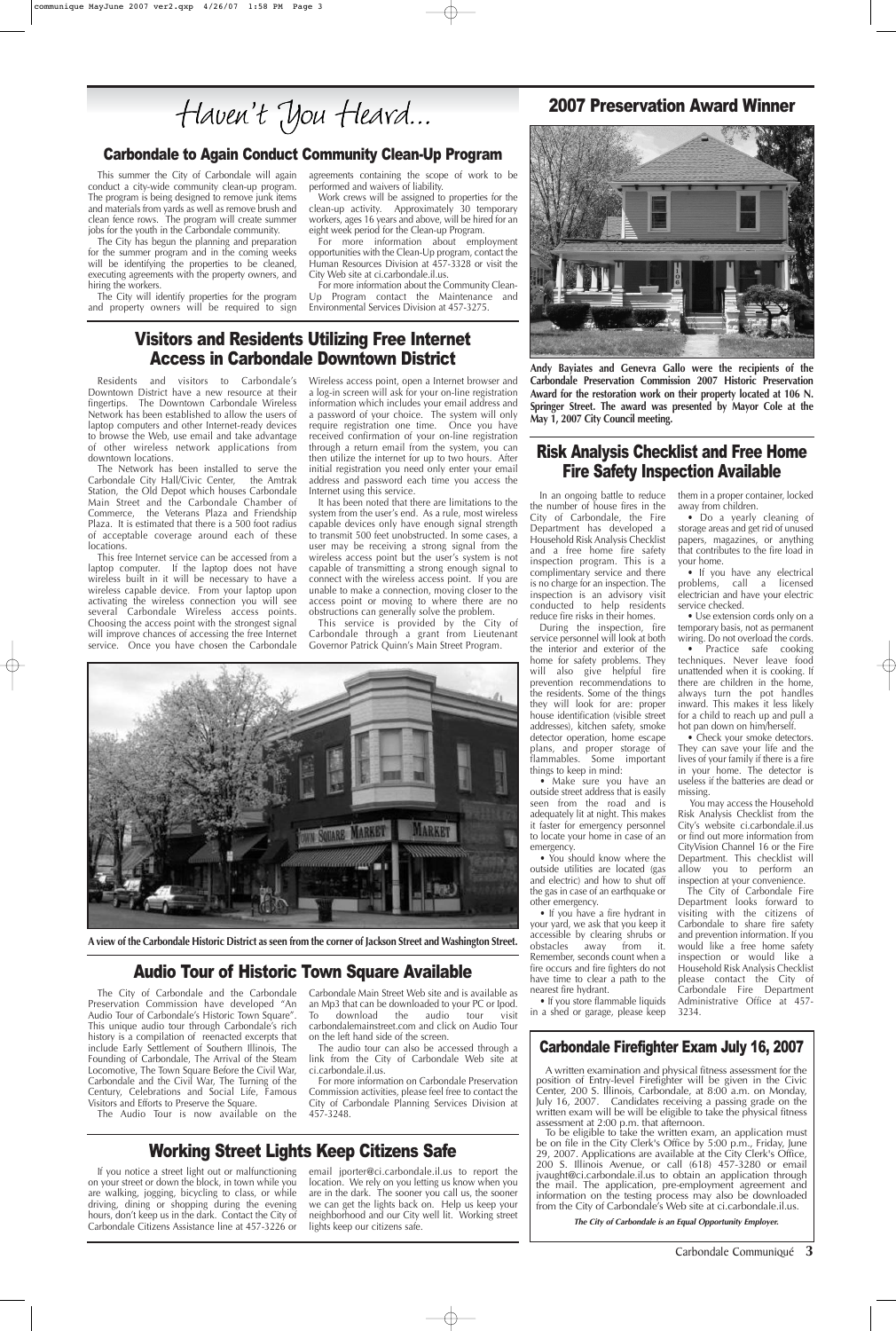# Haven't You Heard...

## Carbondale to Again Conduct Community Clean-Up Program

This summer the City of Carbondale will again conduct a city-wide community clean-up program. The program is being designed to remove junk items and materials from yards as well as remove brush and clean fence rows. The program will create summer jobs for the youth in the Carbondale community.

The City has begun the planning and preparation for the summer program and in the coming weeks will be identifying the properties to be cleaned, executing agreements with the property owners, and hiring the workers.

The City will identify properties for the program and property owners will be required to sign agreements containing the scope of work to be performed and waivers of liability.

Work crews will be assigned to properties for the clean-up activity. Approximately 30 temporary workers, ages 16 years and above, will be hired for an eight week period for the Clean-up Program.

For more information about employment opportunities with the Clean-Up program, contact the Human Resources Division at 457-3328 or visit the City Web site at ci.carbondale.il.us.

For more information about the Community Clean-Up Program contact the Maintenance and Environmental Services Division at 457-3275.

## 2007 Preservation Award Winner

**Andy Bayiates and Genevra Gallo were the recipients of the Carbondale Preservation Commission 2007 Historic Preservation Award for the restoration work on their property located at 106 N. Springer Street. The award was presented by Mayor Cole at the May 1, 2007 City Council meeting.**

## Visitors and Residents Utilizing Free Internet Access in Carbondale Downtown District

Residents and visitors to Carbondale's Downtown District have a new resource at their fingertips. The Downtown Carbondale Wireless Network has been established to allow the users of laptop computers and other Internet-ready devices to browse the Web, use email and take advantage of other wireless network applications from downtown locations.

The Network has been installed to serve the Carbondale City Hall/Civic Center, the Amtrak Station, the Old Depot which houses Carbondale Main Street and the Carbondale Chamber of Commerce, the Veterans Plaza and Friendship Plaza. It is estimated that there is a 500 foot radius of acceptable coverage around each of these locations.

This free Internet service can be accessed from a laptop computer. If the laptop does not have wireless built in it will be necessary to have a wireless capable device. From your laptop upon activating the wireless connection you will see several Carbondale Wireless access points. Choosing the access point with the strongest signal will improve chances of accessing the free Internet service. Once you have chosen the Carbondale Wireless access point, open a Internet browser and a log-in screen will ask for your on-line registration information which includes your email address and a password of your choice. The system will only require registration one time. Once you have received confirmation of your on-line registration through a return email from the system, you can then utilize the internet for up to two hours. After initial registration you need only enter your email address and password each time you access the Internet using this service.

It has been noted that there are limitations to the system from the user's end. As a rule, most wireless capable devices only have enough signal strength to transmit 500 feet unobstructed. In some cases, a user may be receiving a strong signal from the wireless access point but the user's system is not capable of transmitting a strong enough signal to connect with the wireless access point. If you are unable to make a connection, moving closer to the access point or moving to where there are no obstructions can generally solve the problem.

This service is provided by the City of Carbondale through a grant from Lieutenant Governor Patrick Quinn's Main Street Program.

**A view of the Carbondale Historic District as seen from the corner of Jackson Street and Washington Street.**

## Audio Tour of Historic Town Square Available

The City of Carbondale and the Carbondale Preservation Commission have developed "An Audio Tour of Carbondale's Historic Town Square". This unique audio tour through Carbondale's rich history is a compilation of reenacted excerpts that include Early Settlement of Southern Illinois, The Founding of Carbondale, The Arrival of the Steam Locomotive, The Town Square Before the Civil War, Carbondale and the Civil War, The Turning of the Century, Celebrations and Social Life, Famous Visitors and Efforts to Preserve the Square.

The Audio Tour is now available on the Carbondale Main Street Web site and is available as an Mp3 that can be downloaded to your PC or Ipod. To download the audio tour visit carbondalemainstreet.com and click on Audio Tour on the left hand side of the screen.

The audio tour can also be accessed through a link from the City of Carbondale Web site at ci.carbondale.il.us.

For more information on Carbondale Preservation Commission activities, please feel free to contact the City of Carbondale Planning Services Division at 457-3248.

## Risk Analysis Checklist and Free Home Fire Safety Inspection Available

In an ongoing battle to reduce the number of house fires in the City of Carbondale, the Fire Department has developed a Household Risk Analysis Checklist and a free home fire safety inspection program. This is a complimentary service and there is no charge for an inspection. The inspection is an advisory visit conducted to help residents reduce fire risks in their homes.

During the inspection, fire service personnel will look at both the interior and exterior of the home for safety problems. They will also give helpful fire prevention recommendations to the residents. Some of the things they will look for are: proper house identification (visible street addresses), kitchen safety, smoke detector operation, home escape plans, and proper storage of flammables. Some important things to keep in mind:

- Make sure you have an outside street address that is easily seen from the road and is adequately lit at night. This makes it faster for emergency personnel to locate your home in case of an emergency.
- You should know where the outside utilities are located (gas and electric) and how to shut off the gas in case of an earthquake or other emergency.
- If you have a fire hydrant in your yard, we ask that you keep it accessible by clearing shrubs or obstacles away from it. Remember, seconds count when a fire occurs and fire fighters do not have time to clear a path to the nearest fire hydrant.
- If you store flammable liquids in a shed or garage, please keep them in a proper container, locked away from children.
- Do a yearly cleaning of storage areas and get rid of unused papers, magazines, or anything that contributes to the fire load in your home.
- If you have any electrical problems, call a licensed electrician and have your electric service checked.
- Use extension cords only on a temporary basis, not as permanent wiring. Do not overload the cords.
- Practice safe cooking techniques. Never leave food unattended when it is cooking. If there are children in the home, always turn the pot handles inward. This makes it less likely for a child to reach up and pull a hot pan down on him/herself.
- Check your smoke detectors. They can save your life and the lives of your family if there is a fire in your home. The detector is useless if the batteries are dead or missing.

You may access the Household Risk Analysis Checklist from the City's website ci.carbondale.il.us or find out more information from CityVision Channel 16 or the Fire Department. This checklist will allow you to perform an inspection at your convenience.

The City of Carbondale Fire Department looks forward to visiting with the citizens of Carbondale to share fire safety and prevention information. If you would like a free home safety inspection or would like a Household Risk Analysis Checklist please contact the City of Carbondale Fire Department Administrative Office at 457-3234.

## Carbondale Firefighter Exam July 16, 2007

A written examination and physical fitness assessment for the position of Entry-level Firefighter will be given in the Civic Center, 200 S. Illinois, Carbondale, at 8:00 a.m. on Monday, July 16, 2007. Candidates receiving a passing grade on the written exam will be will be eligible to take the physical fitness assessment at 2:00 p.m. that afternoon.

To be eligible to take the written exam, an application must be on file in the City Clerk's Office by 5:00 p.m., Friday, June 29, 2007. Applications are available at the City Clerk's Office, 200 S. Illinois Avenue, or call (618) 457-3280 or email jvaught@ci.carbondale.il.us to obtain an application through the mail. The application, pre-employment agreement and information on the testing process may also be downloaded from the City of Carbondale's Web site at ci.carbondale.il.us.

***The City of Carbondale is an Equal Opportunity Employer.***

## Working Street Lights Keep Citizens Safe

If you notice a street light out or malfunctioning on your street or down the block, in town while you are walking, jogging, bicycling to class, or while driving, dining or shopping during the evening hours, don't keep us in the dark. Contact the City of Carbondale Citizens Assistance line at 457-3226 or email jporter@ci.carbondale.il.us to report the location. We rely on you letting us know when you are in the dark. The sooner you call us, the sooner we can get the lights back on. Help us keep your neighborhood and our City well lit. Working street lights keep our citizens safe.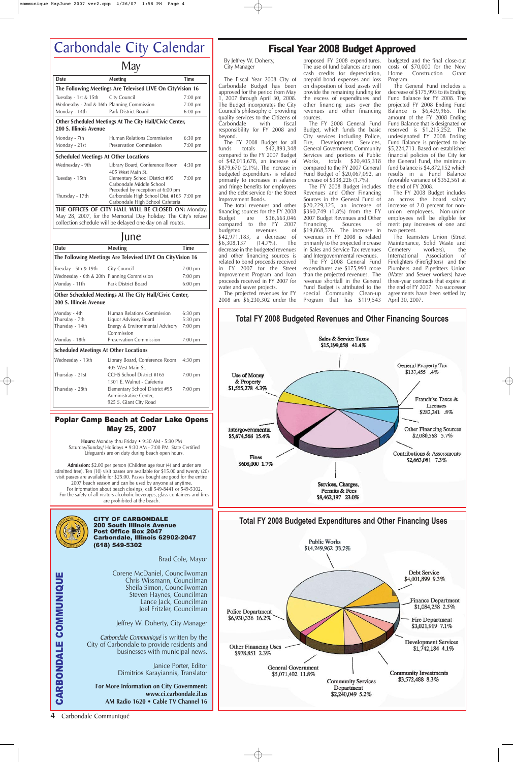# Carbondale City Calendar

## May

| Date | Meeting | Time |
|---|---|---|
| **The Following Meetings Are Televised LIVE On CityVision 16** | | |
| Tuesday - 1st & 15th | City Council | 7:00 pm |
| Wednesday - 2nd & 16th | Planning Commission | 7:00 pm |
| Monday - 14th | Park District Board | 6:00 pm |
| **Other Scheduled Meetings At The City Hall/Civic Center, 200 S. Illinois Avenue** | | |
| Monday - 7th | Human Relations Commission | 6:30 pm |
| Monday - 21st | Preservation Commission | 7:00 pm |
| **Scheduled Meetings At Other Locations** | | |
| Wednesday - 9th | Library Board, Conference Room 405 West Main St. | 4:30 pm |
| Tuesday - 15th | Elementary School District #95 Carbondale Middle School Preceded by reception at 6:00 pm | 7:00 pm |
| Thursday - 17th | Carbondale High School Dist. #165 Carbondale High School Cafeteria | 7:00 pm |

**THE OFFICES OF CITY HALL WILL BE CLOSED ON:** Monday, May 28, 2007, for the Memorial Day holiday. The City's refuse collection schedule will be delayed one day on all routes.

## June

| Date | Meeting | Time |
|---|---|---|
| **The Following Meetings Are Televised LIVE On CityVision 16** | | |
| Tuesday - 5th & 19th | City Council | 7:00 pm |
| Wednesday - 6th & 20th | Planning Commission | 7:00 pm |
| Monday - 11th | Park District Board | 6:00 pm |
| **Other Scheduled Meetings At The City Hall/Civic Center, 200 S. Illinois Avenue** | | |
| Monday - 4th | Human Relations Commission | 6:30 pm |
| Thursday - 7th | Liquor Advisory Board | 5:30 pm |
| Thursday - 14th | Energy & Environmental Advisory Commission | 7:00 pm |
| Monday - 18th | Preservation Commission | 7:00 pm |
| **Scheduled Meetings At Other Locations** | | |
| Wednesday - 13th | Library Board, Conference Room 405 West Main St. | 4:30 pm |
| Thursday - 21st | CCHS School District #165 1301 E. Walnut - Cafeteria | 7:00 pm |
| Thursday - 28th | Elementary School District #95 Administrative Center, 925 S. Giant City Road | 7:00 pm |

## Poplar Camp Beach at Cedar Lake Opens May 25, 2007

**Hours:** Monday thru Friday • 9:30 AM - 5:30 PM
Saturday/Sunday/ Holidays • 9:30 AM - 7:00 PM State Certified Lifeguards are on duty during beach open hours.

**Admission:** $2.00 per person (Children age four (4) and under are admitted free). Ten (10) visit passes are available for $15.00 and twenty (20) visit passes are available for $25.00. Passes bought are good for the entire 2007 beach season and can be used by anyone at anytime.
For information about beach closings, call 549-8441 or 549-5302.
For the safety of all visitors alcoholic beverages, glass containers and fires are prohibited at the beach.

**CITY OF CARBONDALE**
**200 South Illinois Avenue**
**Post Office Box 2047**
**Carbondale, Illinois 62902-2047**
**(618) 549-5302**

Brad Cole, Mayor

Corene McDaniel, Councilwoman
Chris Wissmann, Councilman
Sheila Simon, Councilwoman
Steven Haynes, Councilman
Lance Jack, Councilman
Joel Fritzler, Councilman

Jeffrey W. Doherty, City Manager

*Carbondale Communiqué* is written by the City of Carbondale to provide residents and businesses with municipal news.

Janice Porter, Editor
Dimitrios Karayiannis, Translator

**For More Information on City Government:**
**www.ci.carbondale.il.us**
**AM Radio 1620 • Cable TV Channel 16**

**CARBONDALE COMMUNIQUE**

# Fiscal Year 2008 Budget Approved

By Jeffrey W. Doherty,
City Manager

The Fiscal Year 2008 City of Carbondale Budget has been approved for the period from May 1, 2007 through April 30, 2008. The Budget incorporates the City Council's philosophy of providing quality services to the Citizens of Carbondale with fiscal responsibility for FY 2008 and beyond.

The FY 2008 Budget for all funds totals $42,893,348 compared to the FY 2007 Budget of $42,013,678, an increase of $879,670 (2.1%). The increase in budgeted expenditures is related primarily to increases in salaries and fringe benefits for employees and the debt service for the Street Improvement Bonds.

The total revenues and other financing sources for the FY 2008 Budget are $36,663,046 compared to the FY 2007 budgeted revenues of $42,971,183, a decrease of $6,308,137 (14.7%). The decrease in the budgeted revenues and other financing sources is related to bond proceeds received in FY 2007 for the Street Improvement Program and loan proceeds received in FY 2007 for water and sewer projects.

The projected revenues for FY 2008 are $6,230,302 under the proposed FY 2008 expenditures. The use of fund balances and non cash credits for depreciation, prepaid bond expenses and loss on disposition of fixed assets will provide the remaining funding for the excess of expenditures and other financing uses over the revenues and other financing sources.

The FY 2008 General Fund Budget, which funds the basic City services including Police, Fire, Development Services, General Government, Community Services and portions of Public Works, totals $20,405,318 compared to the FY 2007 General Fund Budget of $20,067,092, an increase of $338,226 (1.7%).

The FY 2008 Budget includes Revenues and Other Financing Sources in the General Fund of $20,229,325, an increase of $360,749 (1.8%) from the FY 2007 Budget Revenues and Other Financing Sources of $19,868,576. The increase in revenues in FY 2008 is related primarily to the projected increase in Sales and Service Tax revenues and Intergovernmental revenues.

The FY 2008 General Fund expenditures are $175,993 more than the projected revenues. The revenue shortfall in the General Fund Budget is attributed to the special Community Clean-up Program that has $119,543 budgeted and the final close-out costs of $70,000 for the New Home Construction Grant Program.

The General Fund includes a decrease of $175,993 to its Ending Fund Balance for FY 2008. The projected FY 2008 Ending Fund Balance is $6,439,965. The amount of the FY 2008 Ending Fund Balance that is designated or reserved is $1,215,252. The undesignated FY 2008 Ending Fund Balance is projected to be $5,224,713. Based on established financial policies of the City for the General Fund, the minimum fund balance is $4,872,152 which results in a Fund Balance favorable variance of $352,561 at the end of FY 2008.

The FY 2008 Budget includes an across the board salary increase of 2.0 percent for non-union employees. Non-union employees will be eligible for merit pay increases of one and two percent.

The Teamsters Union (Street Maintenance, Solid Waste and Cemetery workers), the International Association of Firefighters (Firefighters) and the Plumbers and Pipefitters Union (Water and Sewer workers) have three-year contracts that expire at the end of FY 2007. No successor agreements have been settled by April 30, 2007.

## Total FY 2008 Budgeted Revenues and Other Financing Sources

Sales & Service Taxes
$15,199,658 41.4%

General Property Tax
$137,455 .4%

Franchise Taxes & Licenses
$282,241 .8%

Other Financing Sources
$2,080,568 5.7%

Contributions & Assessments
$2,663,081 7.3%

Services, Charges, Permits & Fees
$8,462,197 23.0%

Fines
$608,000 1.7%

Intergovernmental
$5,674,568 15.4%

Use of Money & Property
$1,555,278 4.3%

## Total FY 2008 Budgeted Expenditures and Other Financing Uses

Public Works
$14,249,962 33.2%

Debt Service
$4,001,899 9.3%

Finance Department
$1,084,258 2.5%

Fire Department
$3,021,919 7.1%

Development Services
$1,742,184 4.1%

Community Investments
$3,572,488 8.3%

Community Services Department
$2,240,049 5.2%

General Government
$5,071,402 11.8%

Other Financing Uses
$978,851 2.3%

Police Department
$6,930,336 16.2%